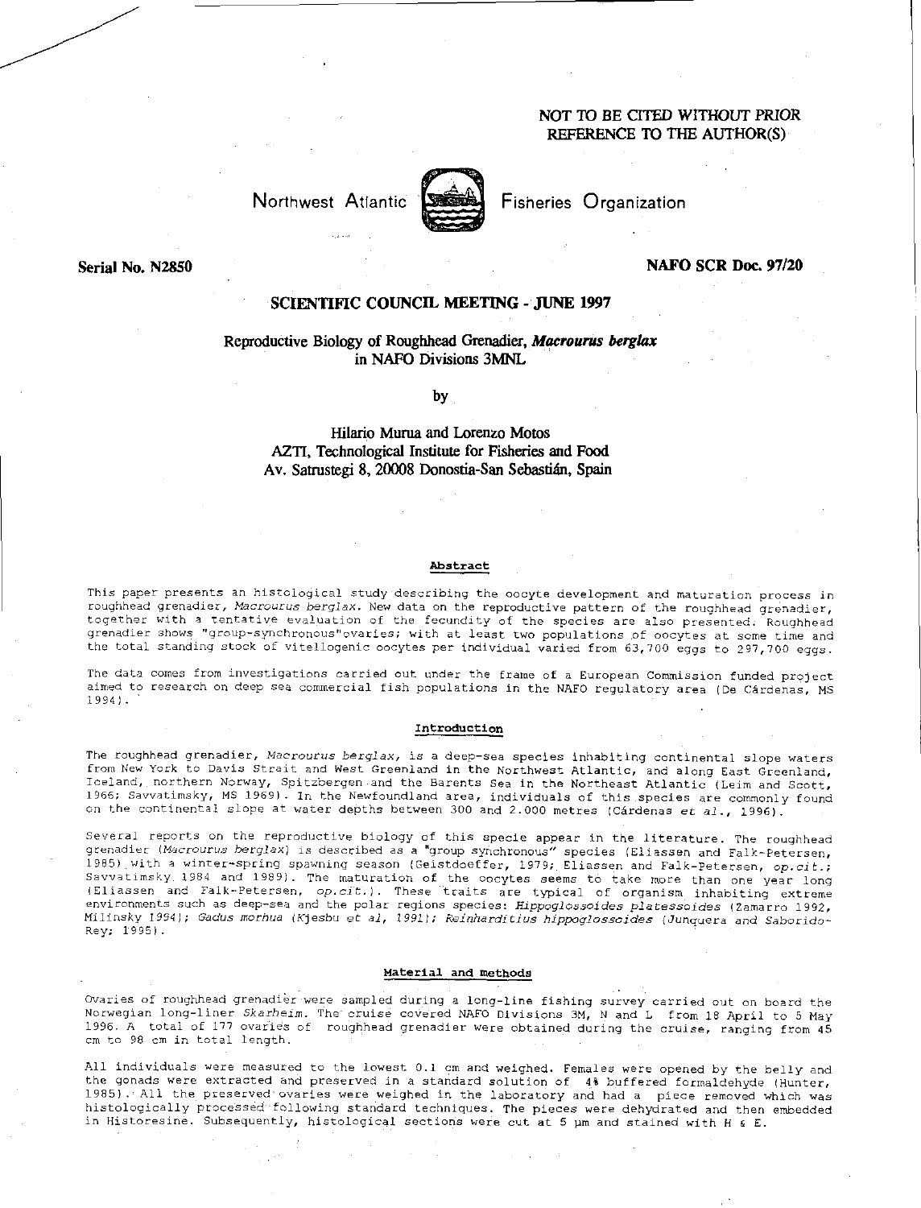NOT TO BE CITED WITHOUT PRIOR REFERENCE TO THE AUTHOR(S)

Northwest Atlantic Fisheries Organization

**Serial No. N2850** **NAFO SCR Doc. 97/20**

## SCIENTIFIC COUNCIL MEETING - JUNE 1997

# Reproductive Biology of Roughhead Grenadier, *Macrourus berglax* in NAFO Divisions 3MNL

by

Hilario Murua and Lorenzo Motos
AZTI, Technological Institute for Fisheries and Food
Av. Satrustegi 8, 20008 Donostia-San Sebastián, Spain

### Abstract

This paper presents an histological study describing the oocyte development and maturation process in roughhead grenadier, *Macrourus berglax*. New data on the reproductive pattern of the roughhead grenadier, together with a tentative evaluation of the fecundity of the species are also presented. Roughhead grenadier shows "group-synchronous"ovaries; with at least two populations of oocytes at some time and the total standing stock of vitellogenic oocytes per individual varied from 63,700 eggs to 297,700 eggs.

The data comes from investigations carried out under the frame of a European Commission funded project aimed to research on deep sea commercial fish populations in the NAFO regulatory area (De Cárdenas, MS 1994).

### Introduction

The roughhead grenadier, *Macrourus berglax*, is a deep-sea species inhabiting continental slope waters from New York to Davis Strait and West Greenland in the Northwest Atlantic, and along East Greenland, Iceland, northern Norway, Spitzbergen and the Barents Sea in the Northeast Atlantic (Leim and Scott, 1966; Savvatimsky, MS 1969). In the Newfoundland area, individuals of this species are commonly found on the continental slope at water depths between 300 and 2.000 metres (Cárdenas *et al.*, 1996).

Several reports on the reproductive biology of this specie appear in the literature. The roughhead grenadier (*Macrourus berglax*) is described as a "group synchronous" species (Eliassen and Falk-Petersen, 1985) with a winter-spring spawning season (Geistdoeffer, 1979; Eliassen and Falk-Petersen, *op.cit.*; Savvatimsky 1984 and 1989). The maturation of the oocytes seems to take more than one year long (Eliassen and Falk-Petersen, *op.cit.*). These traits are typical of organism inhabiting extreme environments such as deep-sea and the polar regions species: *Hippoglossoides platessoides* (Zamarro 1992, Milinsky 1994); *Gadus morhua* (Kjesbu *et al*, 1991); *Reinhardtius hippoglossoides* (Junquera and Saborido-Rey; 1995).

### Material and methods

Ovaries of roughhead grenadier were sampled during a long-line fishing survey carried out on board the Norwegian long-liner *Skarheim*. The cruise covered NAFO Divisions 3M, N and L from 18 April to 5 May 1996. A total of 177 ovaries of roughhead grenadier were obtained during the cruise, ranging from 45 cm to 98 cm in total length.

All individuals were measured to the lowest 0.1 cm and weighed. Females were opened by the belly and the gonads were extracted and preserved in a standard solution of 4% buffered formaldehyde (Hunter, 1985). All the preserved ovaries were weighed in the laboratory and had a piece removed which was histologically processed following standard techniques. The pieces were dehydrated and then embedded in Historesine. Subsequently, histological sections were cut at 5 µm and stained with H & E.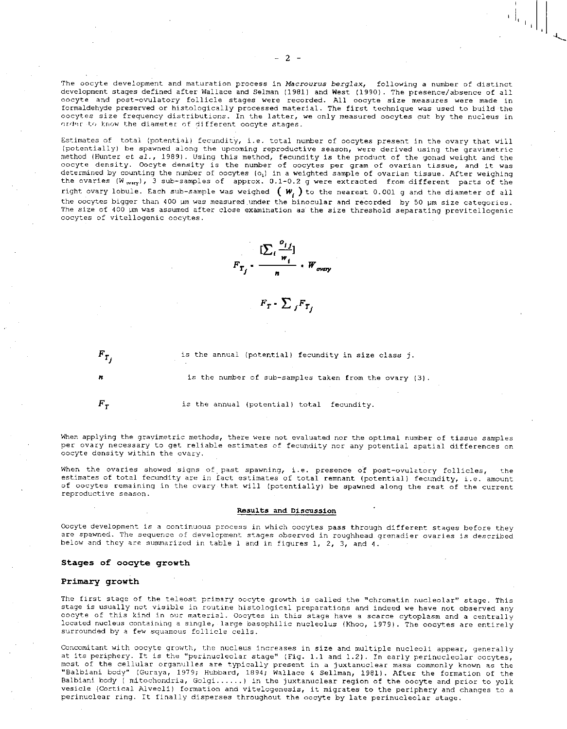The oocyte development and maturation process in *Macrourus berglax*, following a number of distinct development stages defined after Wallace and Selman (1981) and West (1990). The presence/absence of all oocyte and post-ovulatory follicle stages were recorded. All oocyte size measures were made in formaldehyde preserved or histologically processed material. The first technique was used to build the oocytes size frequency distributions. In the latter, we only measured oocytes cut by the nucleus in order to know the diameter of different oocyte stages.

Estimates of total (potential) fecundity, i.e. total number of oocytes present in the ovary that will (potentially) be spawned along the upcoming reproductive season, were derived using the gravimetric method (Hunter *et al.*, 1989). Using this method, fecundity is the product of the gonad weight and the oocyte density. Oocyte density is the number of oocytes per gram of ovarian tissue, and it was determined by counting the number of oocytes ($o_i$) in a weighted sample of ovarian tissue. After weighing the ovaries ($W_{ovary}$), 3 sub-samples of approx. 0.1-0.2 g were extracted from different parts of the right ovary lobule. Each sub-sample was weighed ($w_i$) to the nearest 0.001 g and the diameter of all the oocytes bigger than 400 µm was measured under the binocular and recorded by 50 µm size categories. The size of 400 µm was assumed after close examination as the size threshold separating previtellogenic oocytes of vitellogenic oocytes.

$$F_{T_j} = \frac{[\sum_i \frac{o_{ij}}{w_i}]}{n} \cdot W_{ovary}$$

$$F_T = \sum_j F_{T_j}$$

$F_{T_j}$ is the annual (potential) fecundity in size class $j$.

$n$ is the number of sub-samples taken from the ovary (3).

$F_T$ is the annual (potential) total fecundity.

When applying the gravimetric methods, there were not evaluated nor the optimal number of tissue samples per ovary necessary to get reliable estimates of fecundity nor any potential spatial differences on oocyte density within the ovary.

When the ovaries showed signs of past spawning, i.e. presence of post-ovulatory follicles, the estimates of total fecundity are in fact estimates of total remnant (potential) fecundity, i.e. amount of oocytes remaining in the ovary that will (potentially) be spawned along the rest of the current reproductive season.

## Results and Discussion

Oocyte development is a continuous process in which oocytes pass through different stages before they are spawned. The sequence of development stages observed in roughhead grenadier ovaries is described below and they are summarized in table 1 and in figures 1, 2, 3, and 4.

### Stages of oocyte growth

### Primary growth

The first stage of the teleost primary oocyte growth is called the "chromatin nucleolar" stage. This stage is usually not visible in routine histological preparations and indeed we have not observed any oocyte of this kind in our material. Oocytes in this stage have a scarce cytoplasm and a centrally located nucleus containing a single, large basophilic nucleolus (Khoo, 1979). The oocytes are entirely surrounded by a few squamous follicle cells.

Concomitant with oocyte growth, the nucleus increases in size and multiple nucleoli appear, generally at its periphery. It is the "perinucleolar stage" (Fig. 1.1 and 1.2). In early perinucleolar oocytes, most of the cellular organulles are typically present in a juxtanuclear mass commonly known as the "Balbiani body" (Guraya, 1979; Hubbard, 1894; Wallace & Sellman, 1981). After the formation of the Balbiani body ( mitochondria, Golgi......) in the juxtanuclear region of the oocyte and prior to yolk vesicle (Cortical Alveoli) formation and vitelogenesis, it migrates to the periphery and changes to a perinuclear ring. It finally disperses throughout the oocyte by late perinucleolar stage.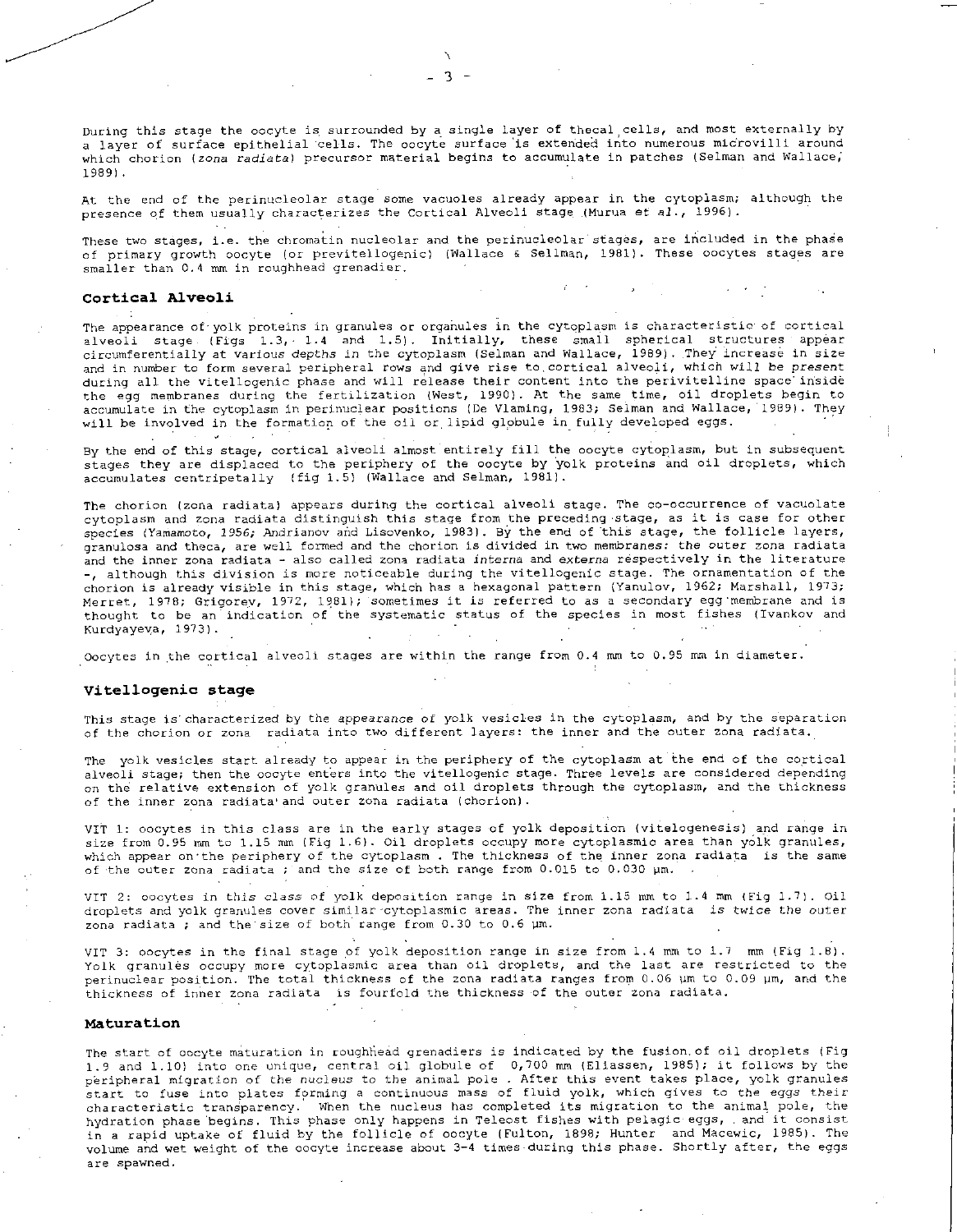During this stage the oocyte is surrounded by a single layer of thecal cells, and most externally by a layer of surface epithelial cells. The oocyte surface is extended into numerous microvilli around which chorion (*zona radiata*) precursor material begins to accumulate in patches (Selman and Wallace, 1989).

At the end of the perinucleolar stage some vacuoles already appear in the cytoplasm; although the presence of them usually characterizes the Cortical Alveoli stage (Murua *et al.*, 1996).

These two stages, i.e. the chromatin nucleolar and the perinucleolar stages, are included in the phase of primary growth oocyte (or previtellogenic) (Wallace & Sellman, 1981). These oocytes stages are smaller than 0.4 mm in roughhead grenadier.

## Cortical Alveoli

The appearance of yolk proteins in granules or organules in the cytoplasm is characteristic of cortical alveoli stage (Figs 1.3, 1.4 and 1.5). Initially, these small spherical structures appear circumferentially at various depths in the cytoplasm (Selman and Wallace, 1989). They increase in size and in number to form several peripheral rows and give rise to cortical alveoli, which will be present during all the vitellogenic phase and will release their content into the perivitelline space inside the egg membranes during the fertilization (West, 1990). At the same time, oil droplets begin to accumulate in the cytoplasm in perinuclear positions (De Vlaming, 1983; Selman and Wallace, 1989). They will be involved in the formation of the oil or lipid globule in fully developed eggs.

By the end of this stage, cortical alveoli almost entirely fill the oocyte cytoplasm, but in subsequent stages they are displaced to the periphery of the oocyte by yolk proteins and oil droplets, which accumulates centripetally (fig 1.5) (Wallace and Selman, 1981).

The chorion (zona radiata) appears during the cortical alveoli stage. The co-occurrence of vacuolate cytoplasm and zona radiata distinguish this stage from the preceding stage, as it is case for other species (Yamamoto, 1956; Andrianov and Lisovenko, 1983). By the end of this stage, the follicle layers, granulosa and theca, are well formed and the chorion is divided in two membranes: the outer zona radiata and the inner zona radiata - also called zona radiata *interna* and *externa* respectively in the literature -, although this division is more noticeable during the vitellogenic stage. The ornamentation of the chorion is already visible in this stage, which has a hexagonal pattern (Yanulov, 1962; Marshall, 1973; Merret, 1978; Grigorev, 1972, 1981); sometimes it is referred to as a secondary egg membrane and is thought to be an indication of the systematic status of the species in most fishes (Ivankov and Kurdyayeva, 1973).

Oocytes in the cortical alveoli stages are within the range from 0.4 mm to 0.95 mm in diameter.

## Vitellogenic stage

This stage is characterized by the *appearance* of yolk vesicles in the cytoplasm, and by the separation of the chorion or zona radiata into two different layers: the inner and the outer zona radiata.

The yolk vesicles start already to appear in the periphery of the cytoplasm at the end of the cortical alveoli stage; then the oocyte enters into the vitellogenic stage. Three levels are considered depending on the relative extension of yolk granules and oil droplets through the cytoplasm, and the thickness of the inner zona radiata and outer zona radiata (chorion).

VIT 1: oocytes in this class are in the early stages of yolk deposition (vitelogenesis) and range in size from 0.95 mm to 1.15 mm (Fig 1.6). Oil droplets occupy more cytoplasmic area than yolk granules, which appear on the periphery of the cytoplasm . The thickness of the inner zona radiata is the same of the outer zona radiata ; and the size of both range from 0.015 to 0.030 µm.

VIT 2: oocytes in this *class* of yolk deposition range in size from 1.15 mm to 1.4 mm (Fig 1.7). Oil droplets and yolk granules cover similar cytoplasmic areas. The inner zona radiata *is* twice the *outer* zona radiata ; and the size of both range from 0.30 to 0.6 µm.

VIT 3: oocytes in the final stage of yolk deposition range in size from 1.4 mm to 1.7 mm (Fig 1.8). Yolk granules occupy more cytoplasmic area than oil droplets, and the last are restricted to the perinuclear position. The total thickness of the zona radiata ranges from 0.06 µm to 0.09 µm, and the thickness of inner zona radiata is fourfold the thickness of the outer zona radiata.

## Maturation

The start of oocyte maturation in roughhead grenadiers is indicated by the fusion of oil droplets (Fig 1.9 and 1.10) into one unique, central oil globule of 0,700 mm (Eliassen, 1985); it follows by the peripheral migration of the *nucleus* to the animal pole . After this event takes place, yolk granules start to fuse into plates forming a continuous mass of fluid yolk, which gives to the eggs their characteristic transparency. When the nucleus has completed its migration to the animal pole, the hydration phase begins. This phase only happens in Teleost fishes with pelagic eggs, and it consist in a rapid uptake of fluid by the follicle of oocyte (Fulton, 1898; Hunter and Macewic, 1985). The volume and wet weight of the oocyte increase about 3-4 times during this phase. Shortly after, the eggs are spawned.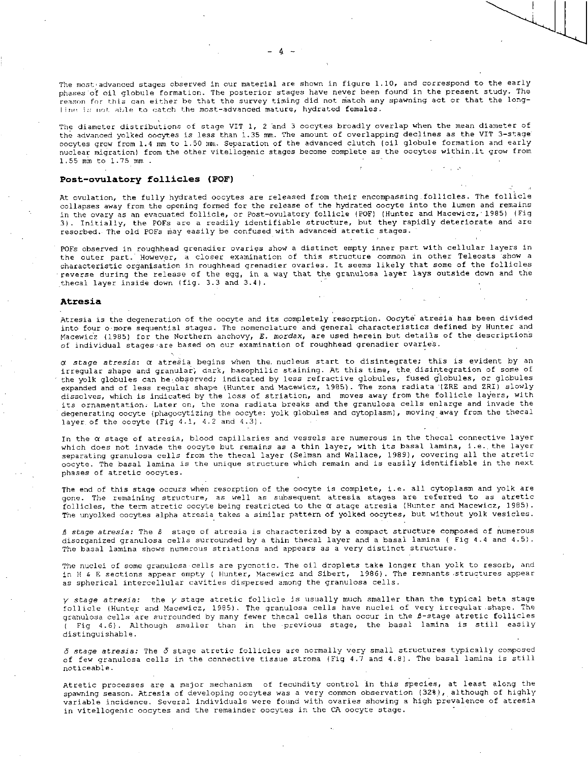The most advanced stages observed in our material are shown in figure 1.10, and correspond to the early phases of oil globule formation. The posterior stages have never been found in the present study. The reason for this can either be that the survey timing did not match any spawning act or that the long-line is not able to catch the most-advanced mature, hydrated females.

The diameter distributions of stage VIT 1, 2 and 3 oocytes broadly overlap when the mean diameter of the advanced yolked oocytes is less than 1.35 mm. The amount of overlapping declines as the VIT 3-stage oocytes grow from 1.4 mm to 1.50 mm. Separation of the advanced clutch (oil globule formation and early nuclear migration) from the other vitellogenic stages become complete as the oocytes within it grow from 1.55 mm to 1.75 mm .

## Post-ovulatory follicles (POF)

At ovulation, the fully hydrated oocytes are released from their encompassing follicles. The follicle collapses away from the opening formed for the release of the hydrated oocyte into the lumen and remains in the ovary as an evacuated follicle, or Post-ovulatory follicle (POF) (Hunter and Macewicz, 1985) (Fig 3). Initially, the POFs are a readily identifiable structure, but they rapidly deteriorate and are resorbed. The old POFs may easily be confused with advanced atretic stages.

POFs observed in roughhead grenadier ovaries show a distinct empty inner part with cellular layers in the outer part. However, a closer examination of this structure common in other Teleosts show a characteristic organisation in roughhead grenadier ovaries. It seems likely that some of the follicles reverse during the release of the egg, in a way that the granulosa layer lays outside down and the thecal layer inside down (fig. 3.3 and 3.4).

## Atresia

Atresia is the degeneration of the oocyte and its completely resorption. Oocyte atresia has been divided into four o more sequential stages. The nomenclature and general characteristics defined by Hunter and Macewicz (1985) for the Northern anchovy, *E. mordax*, are used herein but details of the descriptions of individual stages are based on our examination of roughhead grenadier ovaries.

*α stage atresia:* α atresia begins when the nucleus start to disintegrate; this is evident by an irregular shape and granular, dark, basophilic staining. At this time, the disintegration of some of the yolk globules can be observed; indicated by less refractive globules, fused globules, or globules expanded and of less regular shape (Hunter and Macewicz, 1985). The zona radiata (ZRE and ZRI) slowly dissolves, which is indicated by the loss of striation, and moves away from the follicle layers, with its ornamentation. Later on, the zona radiata breaks and the granulosa cells enlarge and invade the degenerating oocyte (phagocytizing the oocyte: yolk globules and cytoplasm), moving away from the thecal layer of the oocyte (Fig 4.1, 4.2 and 4.3).

In the α stage of atresia, blood capillaries and vessels are numerous in the thecal connective layer which does not invade the oocyte but remains as a thin layer, with its basal lamina, i.e. the layer separating granulosa cells from the thecal layer (Selman and Wallace, 1989), covering all the atretic oocyte. The basal lamina is the unique structure which remain and is easily identifiable in the next phases of atretic oocytes.

The end of this stage occurs when resorption of the oocyte is complete, i.e. all cytoplasm and yolk are gone. The remaining structure, as well as subsequent atresia stages are referred to as atretic follicles, the term atretic oocyte being restricted to the α stage atresia (Hunter and Macewicz, 1985). The unyolked oocytes alpha atresia takes a similar pattern of yolked oocytes, but without yolk vesicles.

*ß stage atresia:* The ß stage of atresia is characterized by a compact structure composed of numerous disorganized granulosa cells surrounded by a thin thecal layer and a basal lamina ( Fig 4.4 and 4.5). The basal lamina shows numerous striations and appears as a very distinct structure.

The nuclei of some granulosa cells are pycnotic. The oil droplets take longer than yolk to resorb, and in H & E sections appear empty ( Hunter, Macewicz and Sibert, 1986). The remnants structures appear as spherical intercellular cavities dispersed among the granulosa cells.

*γ stage atresia:* the γ stage atretic follicle is usually much smaller than the typical beta stage follicle (Hunter and Macewicz, 1985). The granulosa cells have nuclei of very irregular shape. The granulosa cells are surrounded by many fewer thecal cells than occur in the ß-stage atretic follicles ( Fig 4.6). Although smaller than in the previous stage, the basal lamina is still easily distinguishable.

*δ stage atresia:* The δ stage atretic follicles are normally very small structures typically composed of few granulosa cells in the connective tissue stroma (Fig 4.7 and 4.8). The basal lamina is still noticeable.

Atretic processes are a major mechanism of fecundity control in this species, at least along the spawning season. Atresia of developing oocytes was a very common observation (32%), although of highly variable incidence. Several individuals were found with ovaries showing a high prevalence of atresia in vitellogenic oocytes and the remainder oocytes in the CA oocyte stage.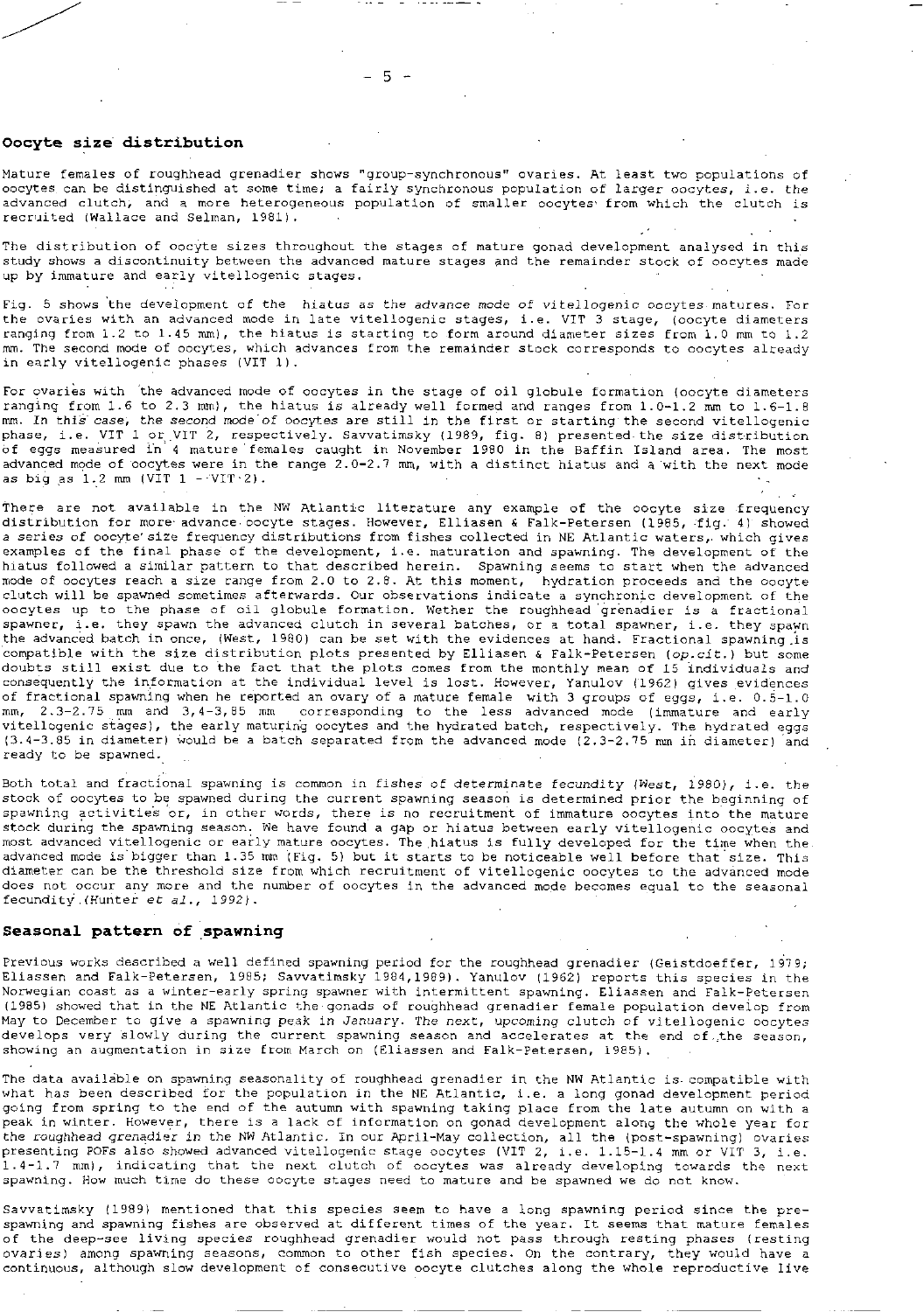## Oocyte size distribution

Mature females of roughhead grenadier shows "group-synchronous" ovaries. At least two populations of oocytes can be distinguished at some time; a fairly synchronous population of larger oocytes, i.e. the advanced clutch, and a more heterogeneous population of smaller oocytes from which the clutch is recruited (Wallace and Selman, 1981).

The distribution of oocyte sizes throughout the stages of mature gonad development analysed in this study shows a discontinuity between the advanced mature stages and the remainder stock of oocytes made up by immature and early vitellogenic stages.

Fig. 5 shows the development of the hiatus as the *advance mode* of vitellogenic oocytes matures. For the ovaries with an advanced mode in late vitellogenic stages, i.e. VIT 3 stage, (oocyte diameters ranging from 1.2 to 1.45 mm), the hiatus is starting to form around diameter sizes from 1.0 mm to 1.2 mm. The second mode of oocytes, which advances from the remainder stock corresponds to oocytes already in early vitellogenic phases (VIT 1).

For ovaries with the advanced mode of oocytes in the stage of oil globule formation (oocyte diameters ranging from 1.6 to 2.3 mm), the hiatus is already well formed and ranges from 1.0-1.2 mm to 1.6-1.8 mm. *In this case, the second mode* of oocytes are still in the first or starting the second vitellogenic phase, i.e. VIT 1 or VIT 2, respectively. Savvatimsky (1989, fig. 8) presented the size distribution of eggs measured in 4 mature females caught in November 1980 in the Baffin Island area. The most advanced mode of oocytes were in the range 2.0-2.7 mm, with a distinct hiatus and a with the next mode as big as 1.2 mm (VIT 1 - VIT 2).

There are not available in the NW Atlantic literature any example of the oocyte size frequency distribution for more advance oocyte stages. However, Elliasen & Falk-Petersen (1985, fig. 4) showed a series of oocyte size frequency distributions from fishes collected in NE Atlantic waters, which gives examples of the final phase of the development, i.e. maturation and spawning. The development of the hiatus followed a similar pattern to that described herein. Spawning seems to start when the advanced mode of oocytes reach a size range from 2.0 to 2.8. At this moment, hydration proceeds and the oocyte clutch will be spawned sometimes afterwards. Our observations indicate a synchronic development of the oocytes up to the phase of oil globule formation. Wether the roughhead grenadier is a fractional spawner, i.e. they spawn the advanced clutch in several batches, or a total spawner, i.e. they spawn the advanced batch in once, (West, 1980) can be set with the evidences at hand. Fractional spawning is compatible with the size distribution plots presented by Elliasen & Falk-Petersen (*op.cit.*) but some doubts still exist due to the fact that the plots comes from the monthly mean of 15 individuals and consequently the information at the individual level is lost. However, Yanulov (1962) gives evidences of fractional spawning when he reported an ovary of a mature female with 3 groups of eggs, i.e. 0.5-1.0 mm, 2.3-2.75 mm and 3,4-3,85 mm corresponding to the less advanced mode (immature and early vitellogenic stages), the early maturing oocytes and the hydrated batch, respectively. The hydrated eggs (3.4-3.85 in diameter) would be a batch separated from the advanced mode (2.3-2.75 mm in diameter) and ready to be spawned.

Both total and fractional spawning is common in fishes of determinate fecundity (West, 1980), i.e. the stock of oocytes to be spawned during the current spawning season is determined prior the beginning of spawning activities or, in other words, there is no recruitment of immature oocytes into the mature stock during the spawning season. We have found a gap or hiatus between early vitellogenic oocytes and most advanced vitellogenic or early mature oocytes. The hiatus is fully developed for the time when the advanced mode is bigger than 1.35 mm (Fig. 5) but it starts to be noticeable well before that size. This diameter can be the threshold size from which recruitment of vitellogenic oocytes to the advanced mode does not occur any more and the number of oocytes in the advanced mode becomes equal to the seasonal fecundity (Hunter *et al.*, 1992).

## Seasonal pattern of spawning

Previous works described a well defined spawning period for the roughhead grenadier (Geistdoeffer, 1979; Eliassen and Falk-Petersen, 1985; Savvatimsky 1984,1989). Yanulov (1962) reports this species in the Norwegian coast as a winter-early spring spawner with intermittent spawning. Eliassen and Falk-Petersen (1985) showed that in the NE Atlantic the gonads of roughhead grenadier female population develop from May to December to give a spawning peak *in January. The next, upcoming* clutch of vitellogenic oocytes develops very slowly during the current spawning season and accelerates at the end of the season, showing an augmentation in size from March on (Eliassen and Falk-Petersen, 1985).

The data available on spawning seasonality of roughhead grenadier in the NW Atlantic is compatible with what has been described for the population in the NE Atlantic, i.e. a long gonad development period going from spring to the end of the autumn with spawning taking place from the late autumn on with a peak in winter. However, there is a lack of information on gonad development along the whole year for the *roughhead grenadier* in the NW Atlantic. In our April-May collection, all the (post-spawning) ovaries presenting POFs also showed advanced vitellogenic stage oocytes (VIT 2, i.e. 1.15-1.4 mm or VIT 3, i.e. 1.4-1.7 mm), indicating that the next clutch of oocytes was already developing towards the next spawning. How much time do these oocyte stages need to mature and be spawned we do not know.

Savvatimsky (1989) mentioned that this species seem to have a long spawning period since the pre-spawning and spawning fishes are observed at different times of the year. It seems that mature females of the deep-see living species roughhead grenadier would not pass through resting phases (resting ovaries) among spawning seasons, common to other fish species. On the contrary, they would have a continuous, although slow development of consecutive oocyte clutches along the whole reproductive live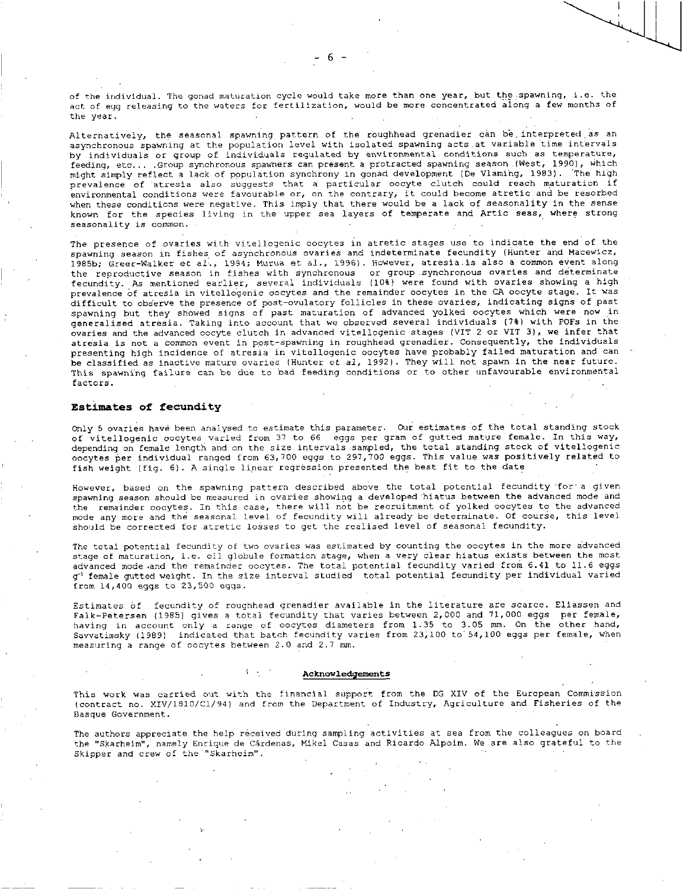of the individual. The gonad maturation cycle would take more than one year, but the spawning, i.e. the act of egg releasing to the waters for fertilization, would be more concentrated along a few months of the year.

Alternatively, the seasonal spawning pattern of the roughhead grenadier can be interpreted as an asynchronous spawning at the population level with isolated spawning acts at variable time intervals by individuals or group of individuals regulated by environmental conditions such as temperature, feeding, etc... .Group synchronous spawners can present a protracted spawning season (West, 1990), which might simply reflect a lack of population synchrony in gonad development (De Vlaming, 1983). The high prevalence of atresia also suggests that a particular oocyte clutch could reach maturation if environmental conditions were favourable or, on the contrary, it could become atretic and be resorbed when these conditions were negative. This imply that there would be a lack of seasonality in the sense known for the species living in the upper sea layers of temperate and Artic seas, where strong seasonality is common.

The presence of ovaries with vitellogenic oocytes in atretic stages use to indicate the end of the spawning season in fishes of asynchronous ovaries and indeterminate fecundity (Hunter and Macewicz, 1985b; Greer-Walker *et al.*, 1994; Murua et al., 1996). However, atresia is also a common event along the reproductive season in fishes with synchronous or group synchronous ovaries and determinate fecundity. As mentioned earlier, several individuals (10%) were found with ovaries showing a high prevalence of atresia in vitellogenic oocytes and the remainder oocytes in the CA oocyte stage. It was difficult to observe the presence of post-ovulatory follicles in these ovaries, indicating signs of past spawning but they showed signs of past maturation of advanced yolked oocytes which were now in generalised atresia. Taking into account that we observed several individuals (7%) with POFs in the ovaries and the advanced oocyte clutch in advanced vitellogenic stages (VIT 2 or VIT 3), we infer that atresia is not a common event in post-spawning in roughhead grenadier. Consequently, the individuals presenting high incidence of atresia in vitellogenic oocytes have probably failed maturation and can be classified as inactive mature ovaries (Hunter *et al*, 1992). They will not spawn in the near future. This spawning failure can be due to bad feeding conditions or to other unfavourable environmental factors.

## Estimates of fecundity

Only 5 ovaries have been analysed to estimate this parameter. Our estimates of the total standing stock of vitellogenic oocytes varied from 37 to 66 eggs per gram of gutted mature female. In this way, depending on female length and on the size intervals sampled, the total standing stock of vitellogenic oocytes per individual ranged from 63,700 eggs to 297,700 eggs. This value was positively related to fish weight (fig. 6). A single linear regression presented the best fit to the date

However, based on the spawning pattern described above the total potential fecundity for a given spawning season should be measured in ovaries showing a developed hiatus between the advanced mode and the remainder oocytes. In this case, there will not be recruitment of yolked oocytes to the advanced mode any more and the seasonal level of fecundity will already be determinate. Of course, this level should be corrected for atretic losses to get the realised level of seasonal fecundity.

The total potential fecundity of two ovaries was estimated by counting the oocytes in the more advanced stage of maturation, i.e. oil globule formation stage, when a very clear hiatus exists between the most advanced mode and the remainder oocytes. The total potential fecundity varied from 6.41 to 11.6 eggs $g^{-1}$ female gutted weight. In the size interval studied total potential fecundity per individual varied from 14,400 eggs to 23,500 eggs.

Estimates of fecundity of roughhead grenadier available in the literature are scarce. Eliassen and Falk-Petersen (1985) gives a total fecundity that varies between 2,000 and 71,000 eggs per female, having in account only a range of oocytes diameters from 1.35 to 3.05 mm. On the other hand, Savvatimsky (1989) indicated that batch fecundity varies from 23,100 to 54,100 eggs per female, when measuring a range of oocytes between 2.0 and 2.7 mm.

## Acknowledgements

This work was carried out with the financial support from the DG XIV of the European Commission (contract no. XIV/1810/C1/94) and from the Department of Industry, Agriculture and Fisheries of the Basque Government.

The authors appreciate the help received during sampling activities at sea from the colleagues on board the "Skarheim", namely Enrique de Cárdenas, Mikel Casas and Ricardo Alpoim. We are also grateful to the Skipper and crew of the "Skarheim".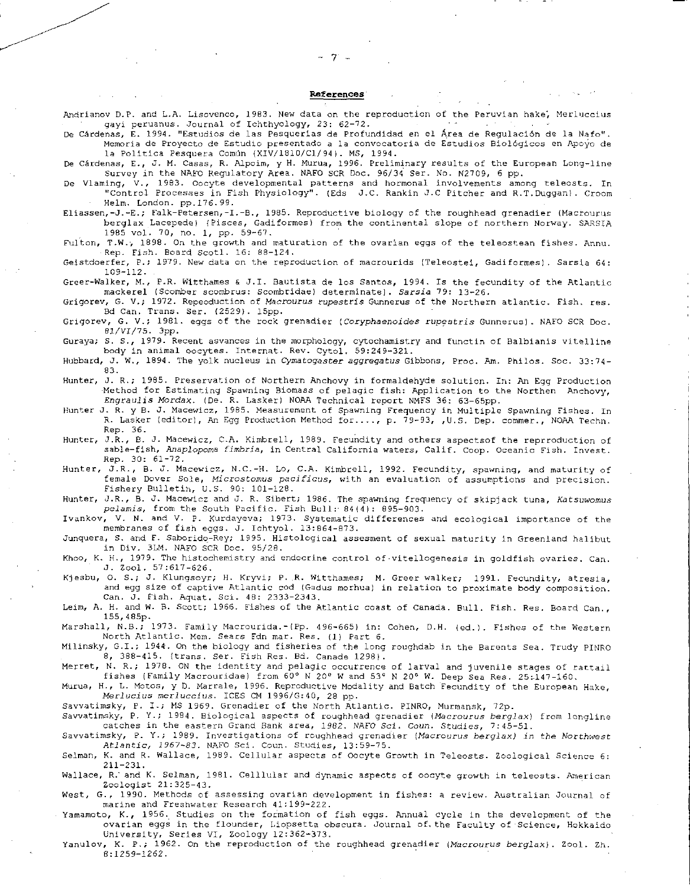## References

Andrianov D.P. and L.A. Lisovenco, 1983. New data on the reproduction of the Peruvian hake, Merluccius gayi peruanus. Journal of Ichthyology, 23: 62-72.

De Cárdenas, E. 1994. "Estudios de las Pesquerías de Profundidad en el Área de Regulación de la Nafo". Memoria de Proyecto de Estudio presentado a la convocatoria de Estudios Biológicos en Apoyo de la Política Pesquera Común (XIV/1810/C1/94). MS, 1994.

De Cárdenas, E., J. M. Casas, R. Alpoim, y H. Murua, 1996. Preliminary results of the European Long-line Survey in the NAFO Regulatory Area. NAFO SCR Doc. 96/34 Ser. No. N2709, 6 pp.

De Vlaming, V., 1983. Oocyte developmental patterns and hormonal involvements among teleosts. In "Control Processes in Fish Physiology". (Eds J.C. Rankin J.C Pitcher and R.T.Duggan). Croom Helm. London. pp.176.99.

Eliassen,-J.-E.; Falk-Petersen,-I.-B., 1985. Reproductive biology of the roughhead grenadier (Macrourus berglax Lacepede) (Pisces, Gadiformes) from the continental slope of northern Norway. SARSIA 1985 vol. 70, no. 1, pp. 59-67.

Fulton, T.W., 1898. On the growth and maturation of the ovarian eggs of the teleostean fishes. Annu. Rep. Fish. Board Scotl. 16: 88-124.

Geistdoerfer, P.; 1979. New data on the reproduction of macrourids (Teleostei, Gadiformes). Sarsia 64: 109-112.

Greer-Walker, M., P.R. Witthames & J.I. Bautista de los Santos, 1994. Is the fecundity of the Atlantic mackerel (Scomber scombrus: Scombtidae) determinate). *Sarsia* 79: 13-26.

Grigorev, G. V.; 1972. Repeoduction of *Macrourus rupestris* Gunnerus of the Northern atlantic. Fish. res. Bd Can. Trans. Ser. (2529). 15pp.

Grigorev, G. V.; 1981. eggs of the rock grenadier (*Coryphaenoides rupestris* Gunnerus). NAFO SCR Doc. 81/VI/75. 3pp.

Guraya; S. S., 1979. Recent asvances in the morphology, cytochamistry and functin of Balbianis vitelline body in animal oocytes. Internat. Rev. Cytol. 59:249-321.

Hubbard, J. W., 1894. The yolk nucleus in *Cymatogaster aggregatus* Gibbons, Proc. Am. Philos. Soc. 33:74-83.

Hunter, J. R.; 1985. Preservation of Northern Anchovy in formaldehyde solution. In: An Egg Production Method for Estimating Spawning Biomass of pelagic fish: Application to the Northen Anchovy, *Engraulis Mordax*. (De. R. Lasker) NOAA Technical report NMFS 36: 63-65pp.

Hunter J. R. y B. J. Macewicz, 1985. Measurement of Spawning Frequency in Multiple Spawning Fishes. In R. Lasker (editor), An Egg Production Method for...., p. 79-93, ,U.S. Dep. commer., NOAA Techn. Rep. 36.

Hunter, J.R., B. J. Macewicz, C.A. Kimbrell, 1989. Fecundity and others aspectsof the reprroduction of sable-fish, *Anaplopoma fimbria*, in Central California waters, Calif. Coop. Oceanic Fish. Invest. Rep. 30: 61-72.

Hunter, J.R., B. J. Macewicz, N.C.-H. Lo, C.A. Kimbrell, 1992. Fecundity, spawning, and maturity of female Dover Sole, *Microstomus pacificus*, with an evaluation of assumptions and precision. Fishery Bulletin, U.S. 90: 101-128.

Hunter, J.R., B. J. Macewicz and J. R. Sibert; 1986. The spawning frequency of skipjack tuna, *Katsuwomus pelamis*, from the South Pacific. Fish Bull: 84(4): 895-903.

Ivankov, V. N. and V. P. Kurdayeva; 1973. Systematic differences and ecological importance of the membranes of fish eggs. J. Ichtyol. 13:864-873.

Junquera, S. and F. Saborido-Rey; 1995. Histological assesment of sexual maturity in Greenland halibut in Div. 3LM. NAFO SCR Doc. 95/28.

Khoo, K. H., 1979. The histochemistry and endocrine control of vitellogenesis in goldfish ovaries. Can. J. Zool. 57:617-626.

Kjesbu, O. S.; J. Klungsoyr; H. Kryvi; P. R. Witthames; M. Greer walker; 1991. Fecundity, atresia, and egg size of captive Atlantic cod (Gadus morhua) in relation to proximate body composition. Can. J. Fish. Aquat. Sci. 48: 2333-2343.

Leim, A. H. and W. B. Scott; 1966. Fishes of the Atlantic coast of Canada. Bull. Fish. Res. Board Can., 155,485p.

Marshall, N.B.; 1973. Family Macrourida.-(Pp. 496-665) in: Cohen, D.H. (ed.). Fishes of the Western North Atlantic. Mem. Sears Fdn mar. Res. (1) Part 6.

Milinsky, G.I.; 1944. On the biology and fisheries of the long roughdab in the Barents Sea. Trudy PINRO 8, 388-415. (trans. Ser. Fish Res. Bd. Canade 1298).

Merret, N. R.; 1978. ON the identity and pelagic occurrence of larval and juvenile stages of rattail fishes (Family Macrouridae) from 60° N 20° W and 53° N 20° W. Deep Sea Res. 25:147-160.

Murua, H., L. Motos, y D. Marrale, 1996. Reproductive Modality and Batch Fecundity of the European Hake, *Merlucius merluccius*. ICES CM 1996/G:40, 28 pp.

Savvatimsky, P. I.; MS 1969. Grenadier of the North Atlantic. PINRO, Murmansk, 72p.

Savvatimsky, P. Y.; 1984. Biological aspects of roughhead grenadier (*Macrourus berglax*) from longline catches in the eastern Grand Bank area, 1982. *NAFO Sci. Coun. Studies*, 7:45-51.

Savvatimsky, P. Y.; 1989. Investigations of roughhead grenadier (*Macrourus berglax) in the Northwest Atlantic, 1967-83*. NAFO Sci. Coun. Studies, 13:59-75.

Selman, K. and R. Wallace, 1989. Cellular aspects of Oocyte Growth in Teleosts. Zoological Science 6: 211-231.

Wallace, R. and K. Selman, 1981. Celllular and dynamic aspects of oocyte growth in teleosts. American Zoologist 21:325-43.

West, G., 1990. Methods of assessing ovarian development in fishes: a review. Australian Journal of marine and Freshwater Research 41:199-222.

Yamamoto, K., 1956. Studies on the formation of fish eggs. Annual cycle in the development of the ovarian eggs in the flounder, Liopsetta obscura. Journal of the Faculty of Science, Hokkaido University, Series VI, Zoology 12:362-373.

Yanulov, K. P.; 1962. On the reproduction of the roughhead grenadier (*Macrourus berglax*). Zool. Zh. 8:1259-1262.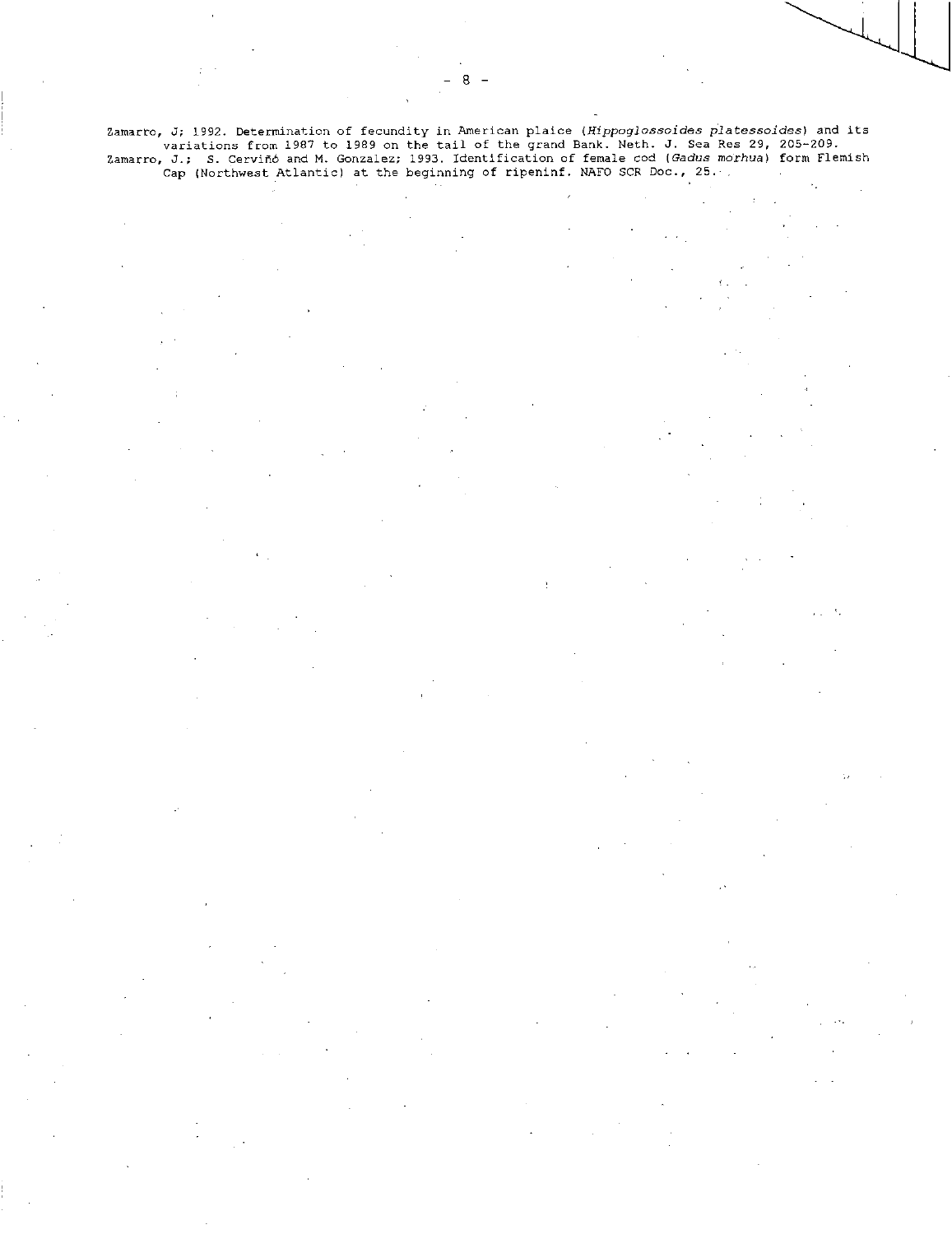Zamarro, J; 1992. Determination of fecundity in American plaice (*Hippoglossoides platessoides*) and its variations from 1987 to 1989 on the tail of the grand Bank. Neth. J. Sea Res 29, 205-209.

Zamarro, J.; S. Cerviñó and M. Gonzalez; 1993. Identification of female cod (*Gadus morhua*) form Flemish Cap (Northwest Atlantic) at the beginning of ripeninf. NAFO SCR Doc., 25.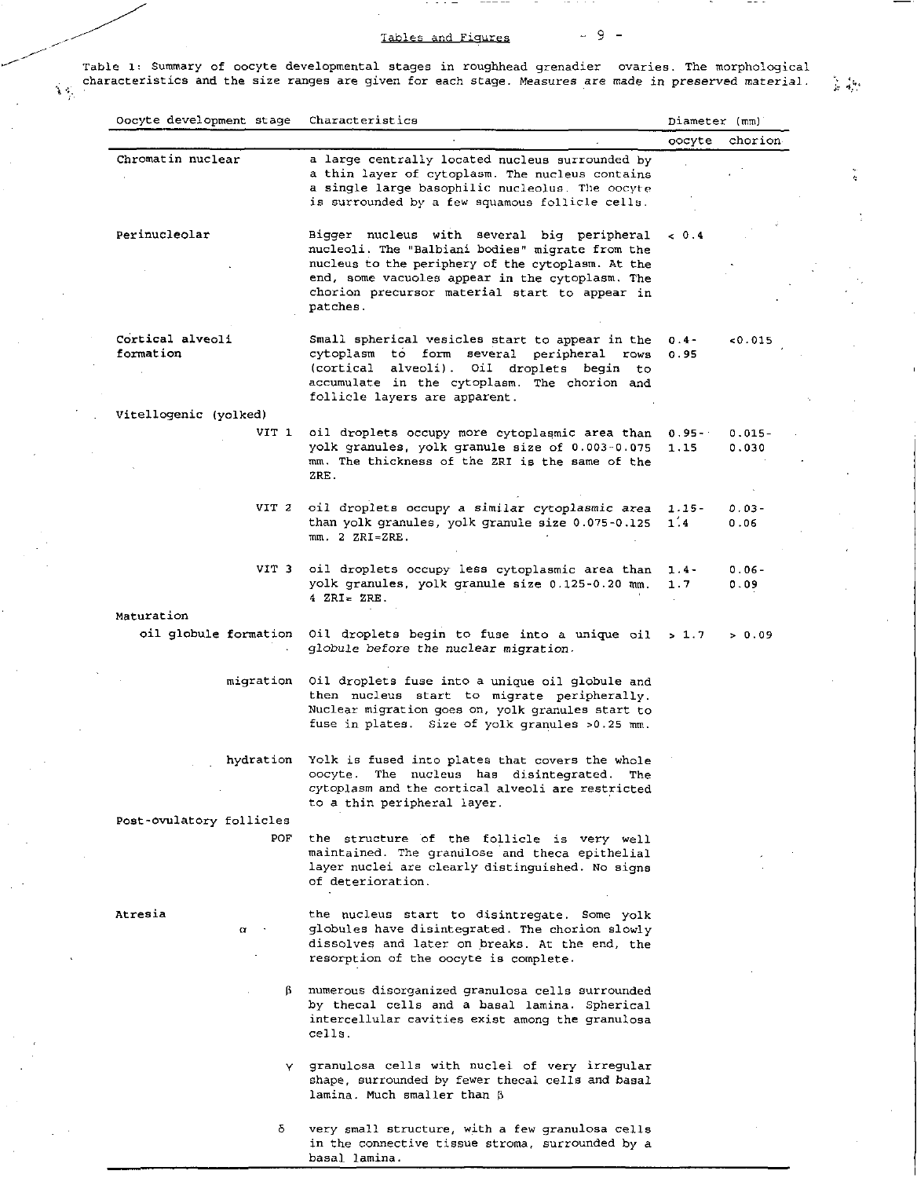## Tables and Figures

Table 1: Summary of oocyte developmental stages in roughhead grenadier ovaries. The morphological characteristics and the size ranges are given for each stage. Measures are made in preserved material.

| Oocyte development stage | Characteristics | Diameter (mm) | |
|---|---|---|---|
| | | oocyte | chorion |
| Chromatin nuclear | a large centrally located nucleus surrounded by a thin layer of cytoplasm. The nucleus contains a single large basophilic nucleolus. The oocyte is surrounded by a few squamous follicle cells. | | |
| Perinucleolar | Bigger nucleus with several big peripheral nucleoli. The "Balbiani bodies" migrate from the nucleus to the periphery of the cytoplasm. At the end, some vacuoles appear in the cytoplasm. The chorion precursor material start to appear in patches. | < 0.4 | |
| Cortical alveoli formation | Small spherical vesicles start to appear in the cytoplasm to form several peripheral rows (cortical alveoli). Oil droplets begin to accumulate in the cytoplasm. The chorion and follicle layers are apparent. | 0.4-0.95 | <0.015 |
| Vitellogenic (yolked) | | | |
| VIT 1 | oil droplets occupy more cytoplasmic area than yolk granules, yolk granule size of 0.003-0.075 mm. The thickness of the ZRI is the same of the ZRE. | 0.95-1.15 | 0.015-0.030 |
| VIT 2 | oil droplets occupy a similar cytoplasmic area than yolk granules, yolk granule size 0.075-0.125 mm. 2 ZRI=ZRE. | 1.15-1.4 | 0.03-0.06 |
| VIT 3 | oil droplets occupy less cytoplasmic area than yolk granules, yolk granule size 0.125-0.20 mm. 4 ZRI= ZRE. | 1.4-1.7 | 0.06-0.09 |
| Maturation | | | |
| oil globule formation | Oil droplets begin to fuse into a unique oil globule before the nuclear migration. | > 1.7 | > 0.09 |
| migration | Oil droplets fuse into a unique oil globule and then nucleus start to migrate peripherally. Nuclear migration goes on, yolk granules start to fuse in plates. Size of yolk granules >0.25 mm. | | |
| hydration | Yolk is fused into plates that covers the whole oocyte. The nucleus has disintegrated. The cytoplasm and the cortical alveoli are restricted to a thin peripheral layer. | | |
| Post-ovulatory follicles | | | |
| POF | the structure of the follicle is very well maintained. The granulose and theca epithelial layer nuclei are clearly distinguished. No signs of deterioration. | | |
| Atresia α | the nucleus start to disintregate. Some yolk globules have disintegrated. The chorion slowly dissolves and later on breaks. At the end, the resorption of the oocyte is complete. | | |
| β | numerous disorganized granulosa cells surrounded by thecal cells and a basal lamina. Spherical intercellular cavities exist among the granulosa cells. | | |
| γ | granulosa cells with nuclei of very irregular shape, surrounded by fewer thecal cells and basal lamina. Much smaller than β | | |
| δ | very small structure, with a few granulosa cells in the connective tissue stroma, surrounded by a basal lamina. | | |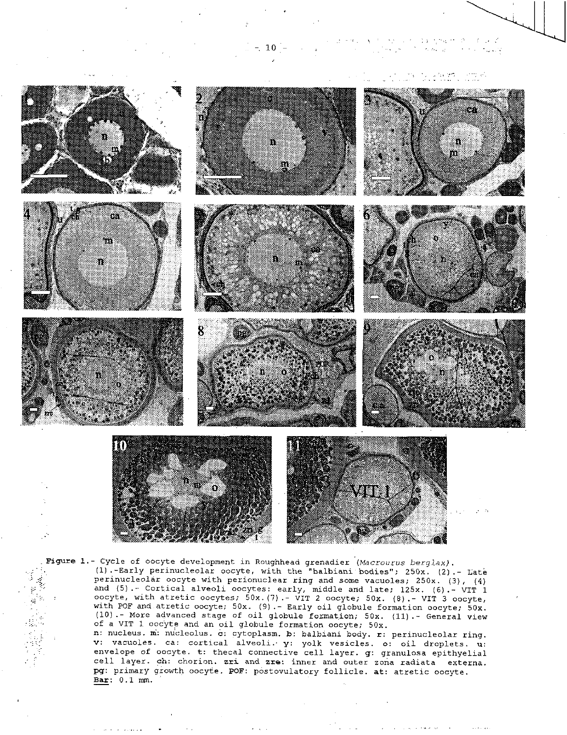**Figure 1.**- Cycle of oocyte development in Roughhead grenadier (*Macrourus berglax*).

(1).-Early perinucleolar oocyte, with the "balbiani bodies"; 250x. (2).- Late perinucleolar oocyte with perionuclear ring and some vacuoles; 250x. (3), (4) and (5).- Cortical alveoli oocytes: early, middle and late; 125x. (6).- VIT 1 oocyte, with atretic oocytes; 50x. (7).- VIT 2 oocyte; 50x. (8).- VIT 3 oocyte, with POF and atretic oocyte; 50x. (9).- Early oil globule formation oocyte; 50x. (10).- More advanced stage of oil globule formation; 50x. (11).- General view of a VIT 1 oocyte and an oil globule formation oocyte; 50x.

**n**: nucleus. **m**: nucleolus. **c**: cytoplasm. **b**: balbiani body. **r**: perinucleolar ring. **v**: vacuoles. **ca**: cortical alveoli. **y**: yolk vesicles. **o**: oil droplets. **u**: envelope of oocyte. **t**: thecal connective cell layer. **g**: granulosa epithyelial cell layer. **ch**: chorion. **zri** and **zre**: inner and outer zona radiata externa. **pg**: primary growth oocyte. **POF**: postovulatory follicle. **at**: atretic oocyte.

**Bar**: 0.1 mm.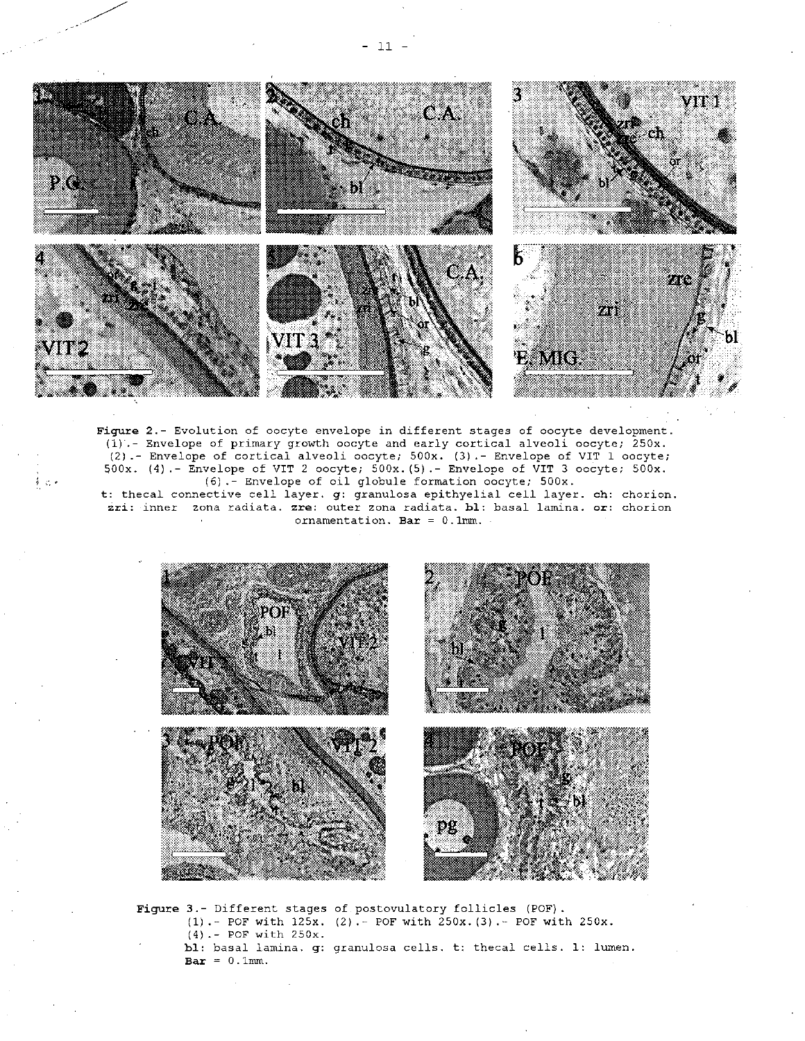**Figure 2.-** Evolution of oocyte envelope in different stages of oocyte development. (1).- Envelope of primary growth oocyte and early cortical alveoli oocyte; 250x. (2).- Envelope of cortical alveoli oocyte; 500x. (3).- Envelope of VIT 1 oocyte; 500x. (4).- Envelope of VIT 2 oocyte; 500x. (5).- Envelope of VIT 3 oocyte; 500x. (6).- Envelope of oil globule formation oocyte; 500x.
**t**: thecal connective cell layer. **g**: granulosa epithyelial cell layer. **ch**: chorion. **zri**: inner zona radiata. **zre**: outer zona radiata. **bl**: basal lamina. **or**: chorion ornamentation. **Bar** = 0.1mm.

**Figure 3.-** Different stages of postovulatory follicles (POF).
(1).- POF with 125x. (2).- POF with 250x. (3).- POF with 250x.
(4).- POF with 250x.
**bl**: basal lamina. **g**: granulosa cells. **t**: thecal cells. **l**: lumen.
**Bar** = 0.1mm.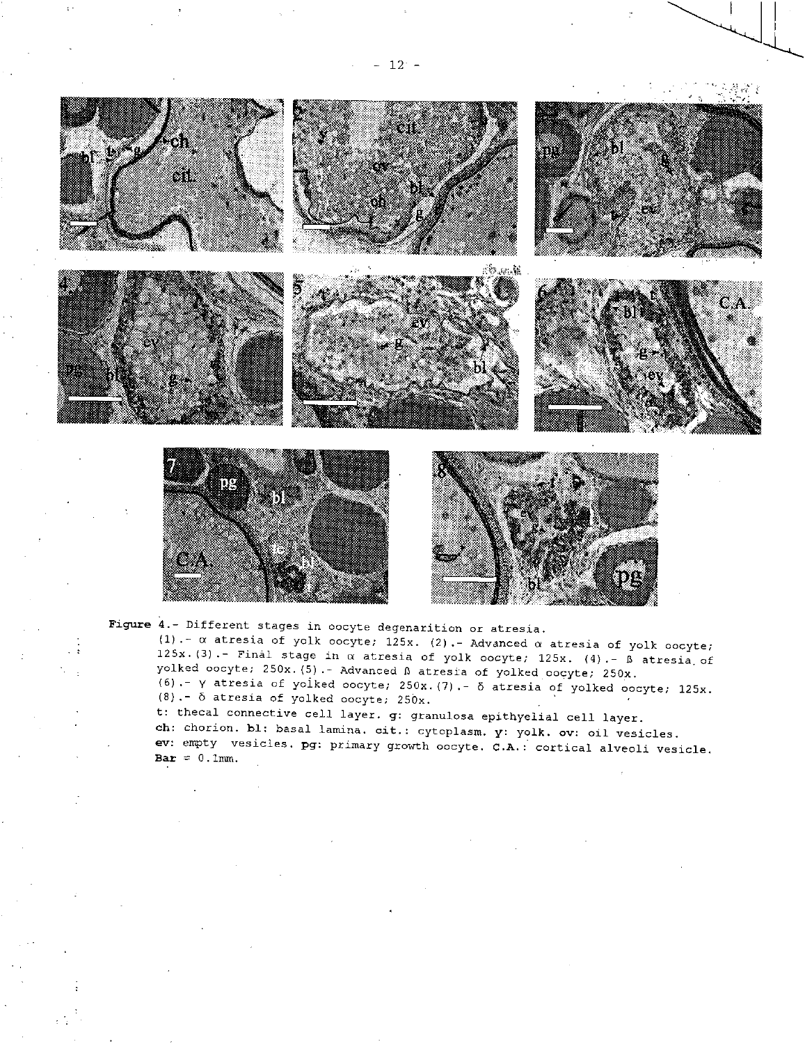**Figure 4**.- Different stages in oocyte degenarition or atresia.

(1).- α atresia of yolk oocyte; 125x. (2).- Advanced α atresia of yolk oocyte; 125x. (3).- Final stage in α atresia of yolk oocyte; 125x. (4).- ß atresia of yolked oocyte; 250x. (5).- Advanced ß atresia of yolked oocyte; 250x. (6).- γ atresia of yolked oocyte; 250x. (7).- δ atresia of yolked oocyte; 125x. (8).- δ atresia of yolked oocyte; 250x.

**t**: thecal connective cell layer. **g**: granulosa epithyelial cell layer. **ch**: chorion. **bl**: basal lamina. **cit.**: cytoplasm. **y**: yolk. **ov**: oil vesicles. **ev**: empty vesicles. **pg**: primary growth oocyte. **C.A.**: cortical alveoli vesicle. **Bar** = 0.1mm.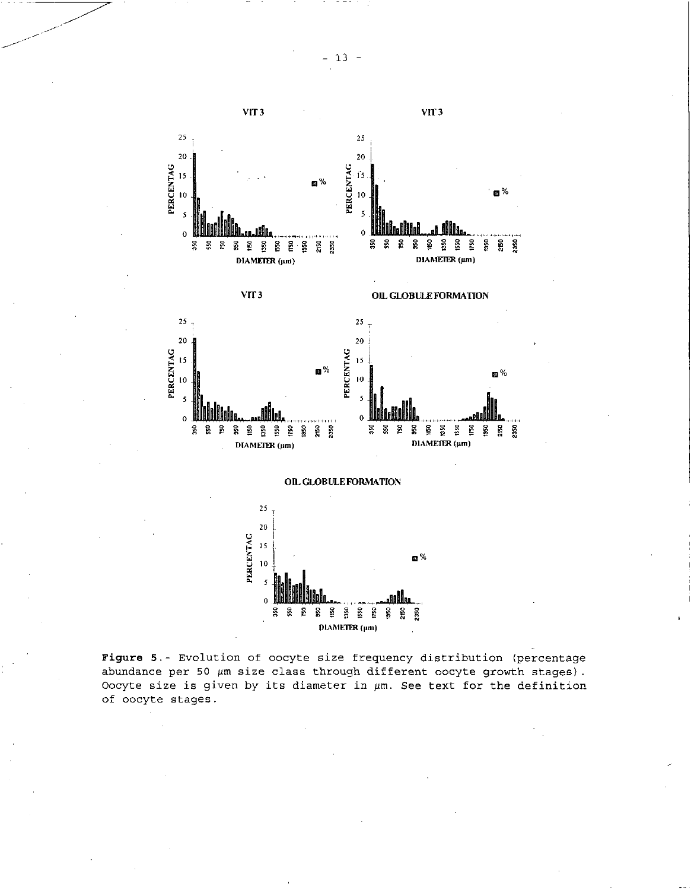VIT 3

VIT 3

VIT 3

OIL GLOBULE FORMATION

OIL GLOBULE FORMATION

**Figure 5**.- Evolution of oocyte size frequency distribution (percentage abundance per 50 μm size class through different oocyte growth stages). Oocyte size is given by its diameter in μm. See text for the definition of oocyte stages.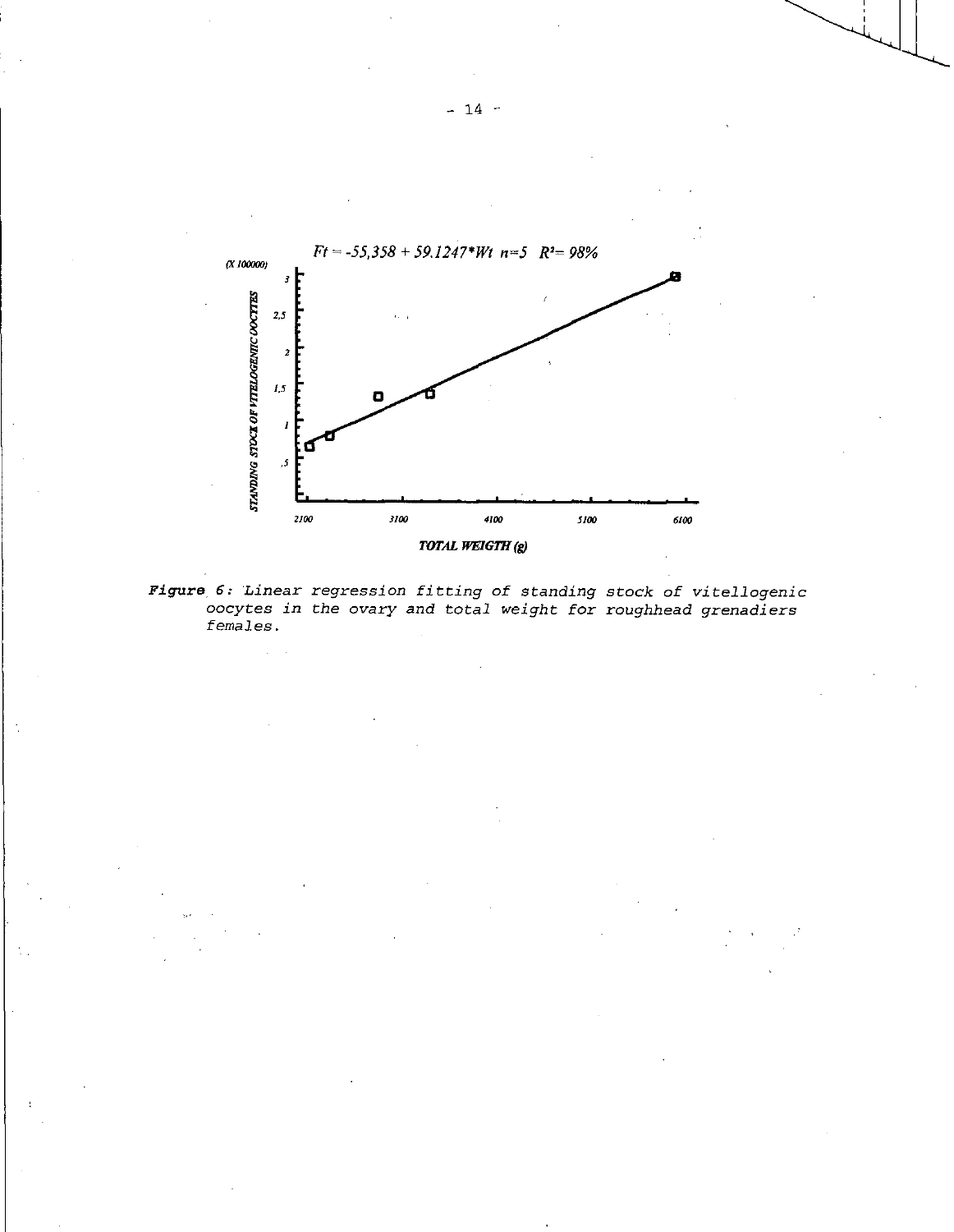$Ft = -55,358 + 59.1247*Wt$ n=5 $R^2= 98\%$

(X 100000)

STANDING STOCK OF VITELLOGENIC OOCYTES

3

2,5

2

1,5

1

,5

2100

3100

4100

5100

6100

TOTAL WEIGTH (g)

*Figure 6: Linear regression fitting of standing stock of vitellogenic oocytes in the ovary and total weight for roughhead grenadiers females.*